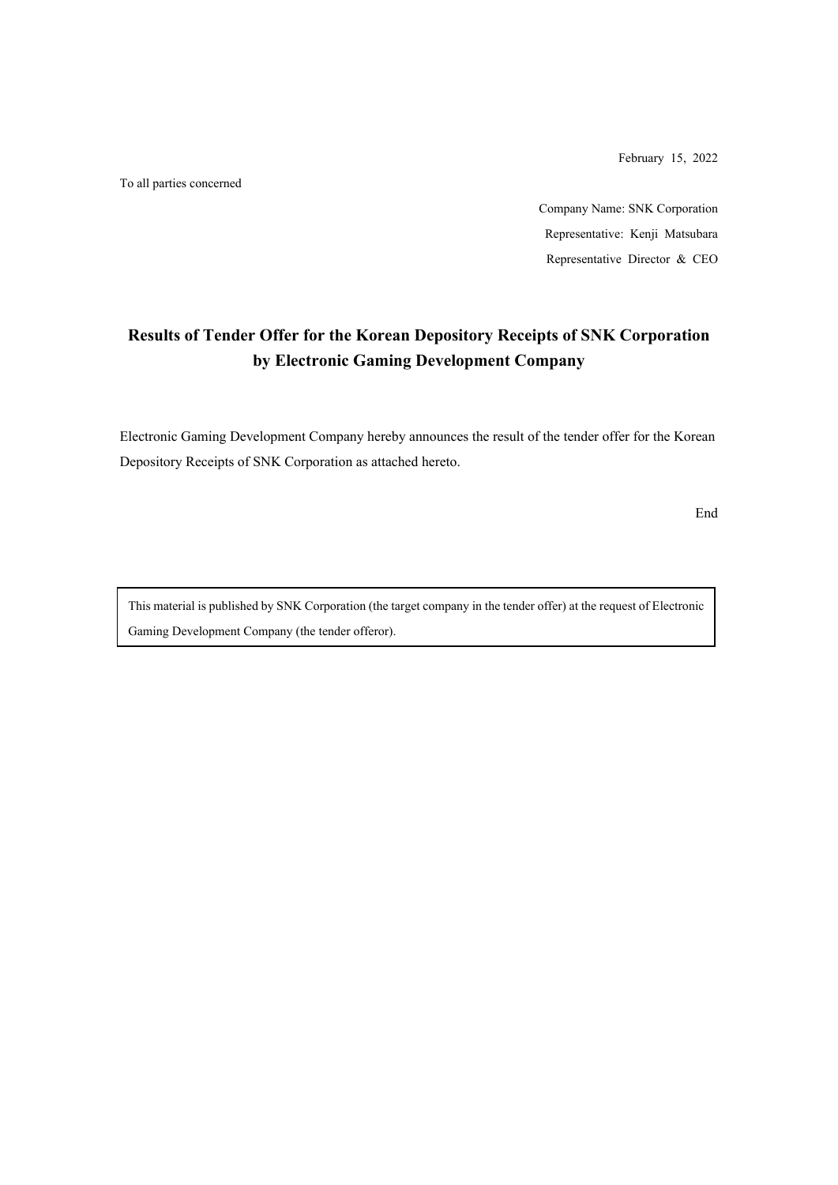February 15, 2022

To all parties concerned

Company Name: SNK Corporation
Representative: Kenji Matsubara
Representative Director & CEO

# Results of Tender Offer for the Korean Depository Receipts of SNK Corporation by Electronic Gaming Development Company

Electronic Gaming Development Company hereby announces the result of the tender offer for the Korean Depository Receipts of SNK Corporation as attached hereto.

End

> This material is published by SNK Corporation (the target company in the tender offer) at the request of Electronic Gaming Development Company (the tender offeror).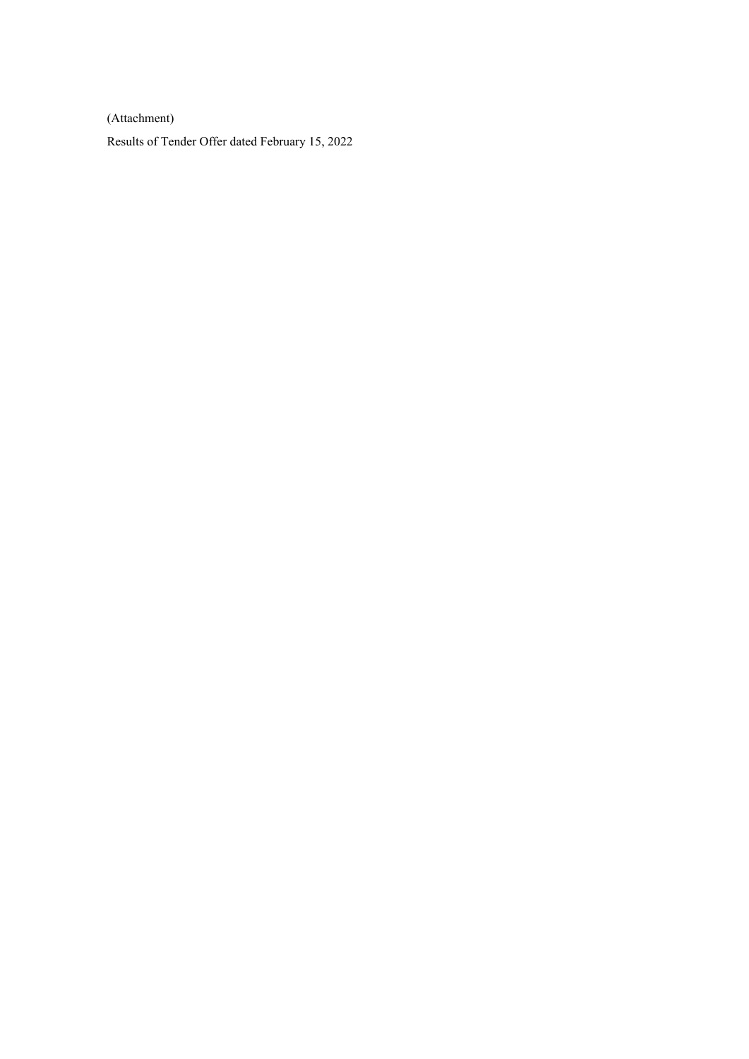(Attachment)

Results of Tender Offer dated February 15, 2022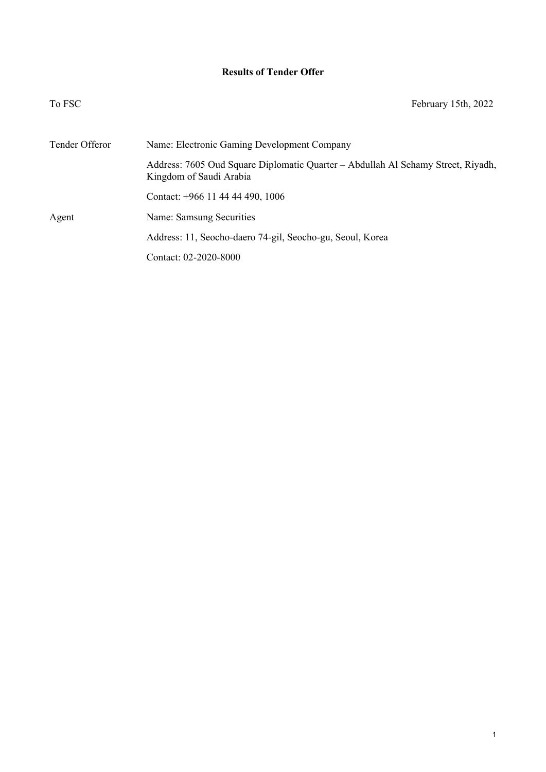# Results of Tender Offer

To FSC February 15th, 2022

| | |
|---|---|
| Tender Offeror | Name: Electronic Gaming Development Company |
| | Address: 7605 Oud Square Diplomatic Quarter – Abdullah Al Sehamy Street, Riyadh, Kingdom of Saudi Arabia |
| | Contact: +966 11 44 44 490, 1006 |
| Agent | Name: Samsung Securities |
| | Address: 11, Seocho-daero 74-gil, Seocho-gu, Seoul, Korea |
| | Contact: 02-2020-8000 |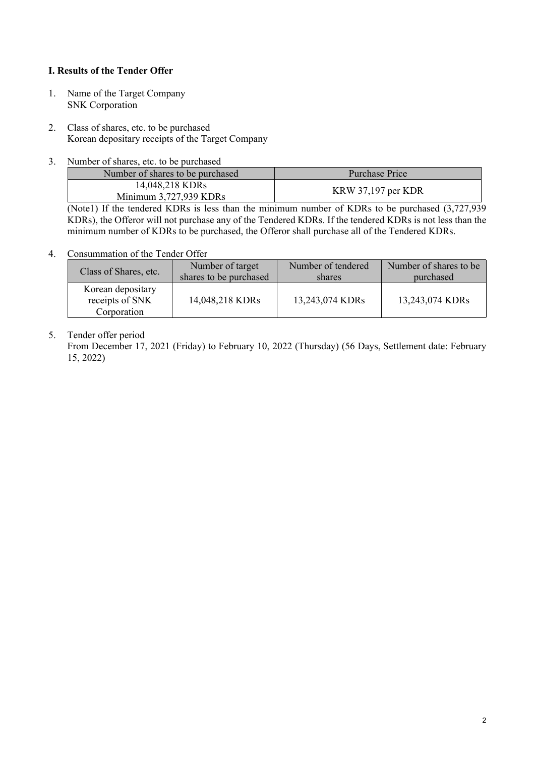**I. Results of the Tender Offer**

1. Name of the Target Company
   SNK Corporation

2. Class of shares, etc. to be purchased
   Korean depositary receipts of the Target Company

3. Number of shares, etc. to be purchased

| Number of shares to be purchased | Purchase Price |
|---|---|
| 14,048,218 KDRs<br>Minimum 3,727,939 KDRs | KRW 37,197 per KDR |

(Note1) If the tendered KDRs is less than the minimum number of KDRs to be purchased (3,727,939 KDRs), the Offeror will not purchase any of the Tendered KDRs. If the tendered KDRs is not less than the minimum number of KDRs to be purchased, the Offeror shall purchase all of the Tendered KDRs.

4. Consummation of the Tender Offer

| Class of Shares, etc. | Number of target shares to be purchased | Number of tendered shares | Number of shares to be purchased |
|---|---|---|---|
| Korean depositary receipts of SNK Corporation | 14,048,218 KDRs | 13,243,074 KDRs | 13,243,074 KDRs |

5. Tender offer period
   From December 17, 2021 (Friday) to February 10, 2022 (Thursday) (56 Days, Settlement date: February 15, 2022)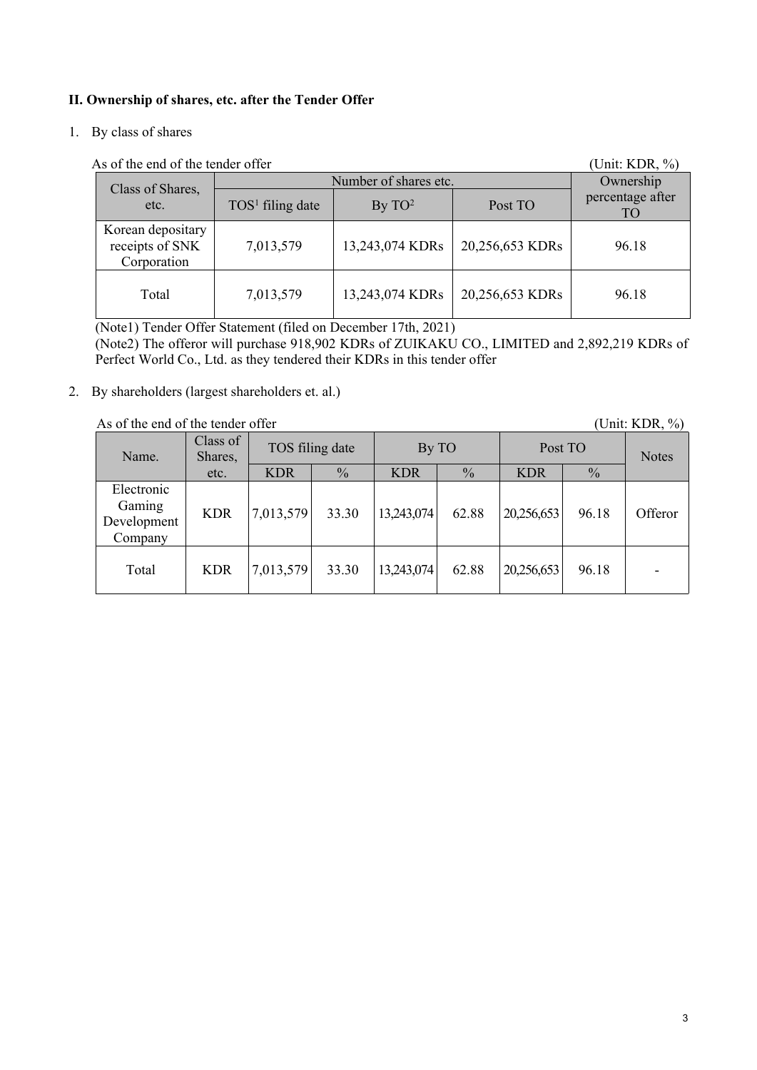## II. Ownership of shares, etc. after the Tender Offer

1. By class of shares

As of the end of the tender offer (Unit: KDR, %)

| Class of Shares, etc. | Number of shares etc. | | | Ownership percentage after TO |
|---|---|---|---|---|
| | TOS[1] filing date | By TO[2] | Post TO | |
| Korean depositary receipts of SNK Corporation | 7,013,579 | 13,243,074 KDRs | 20,256,653 KDRs | 96.18 |
| Total | 7,013,579 | 13,243,074 KDRs | 20,256,653 KDRs | 96.18 |

(Note1) Tender Offer Statement (filed on December 17th, 2021)

(Note2) The offeror will purchase 918,902 KDRs of ZUIKAKU CO., LIMITED and 2,892,219 KDRs of Perfect World Co., Ltd. as they tendered their KDRs in this tender offer

2. By shareholders (largest shareholders et. al.)

As of the end of the tender offer (Unit: KDR, %)

| Name. | Class of Shares, etc. | TOS filing date | | By TO | | Post TO | | Notes |
|---|---|---|---|---|---|---|---|---|
| | | KDR | % | KDR | % | KDR | % | |
| Electronic Gaming Development Company | KDR | 7,013,579 | 33.30 | 13,243,074 | 62.88 | 20,256,653 | 96.18 | Offeror |
| Total | KDR | 7,013,579 | 33.30 | 13,243,074 | 62.88 | 20,256,653 | 96.18 | - |